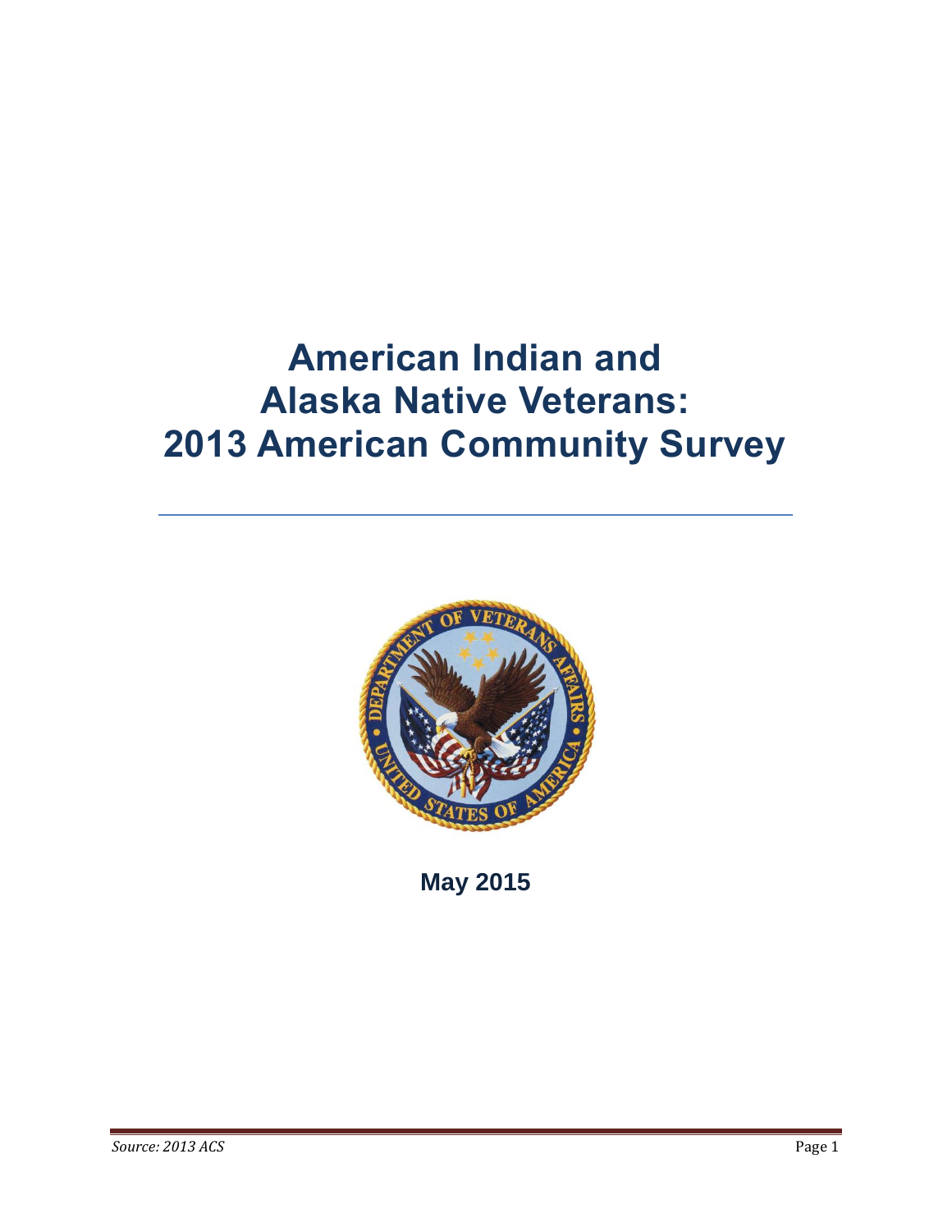# American Indian and Alaska Native Veterans: 2013 American Community Survey

**May 2015**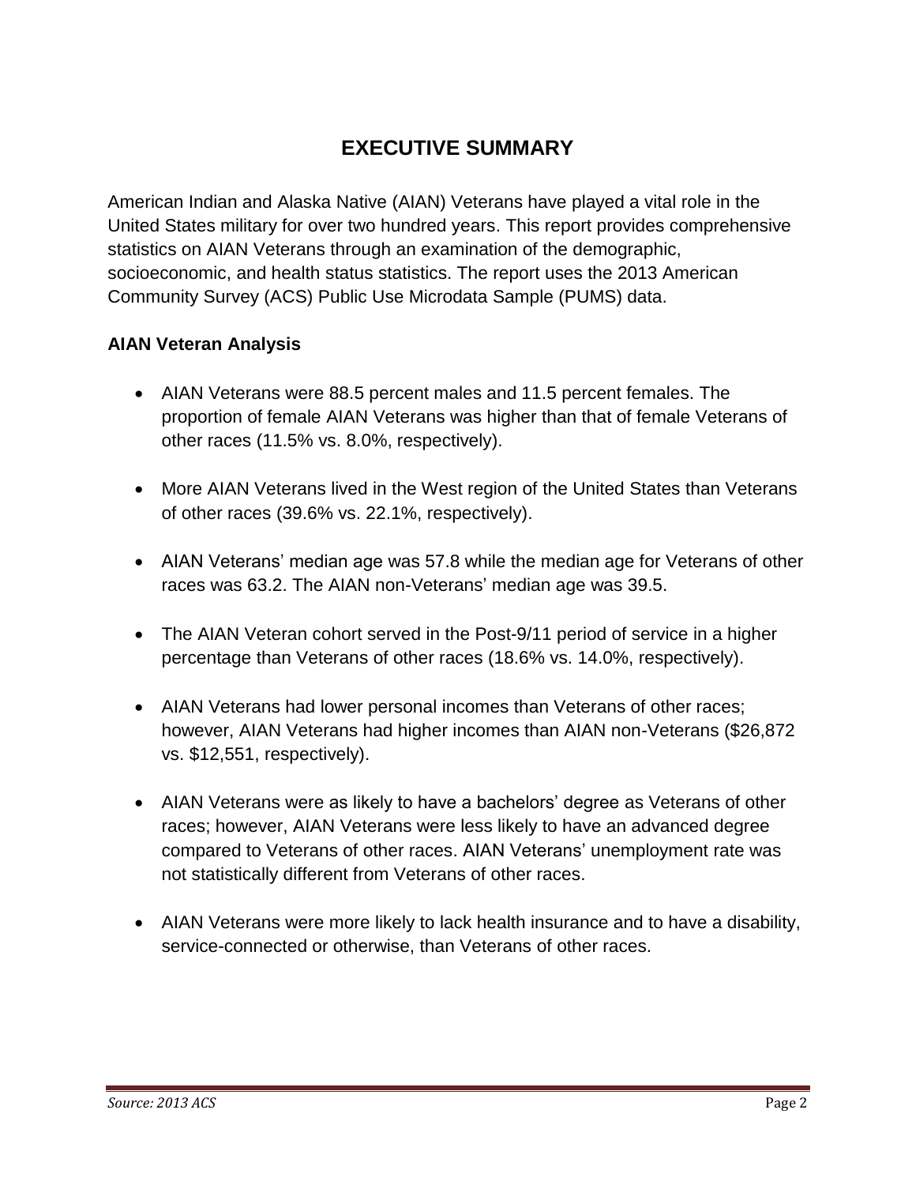# EXECUTIVE SUMMARY

American Indian and Alaska Native (AIAN) Veterans have played a vital role in the United States military for over two hundred years. This report provides comprehensive statistics on AIAN Veterans through an examination of the demographic, socioeconomic, and health status statistics. The report uses the 2013 American Community Survey (ACS) Public Use Microdata Sample (PUMS) data.

**AIAN Veteran Analysis**

- AIAN Veterans were 88.5 percent males and 11.5 percent females. The proportion of female AIAN Veterans was higher than that of female Veterans of other races (11.5% vs. 8.0%, respectively).
- More AIAN Veterans lived in the West region of the United States than Veterans of other races (39.6% vs. 22.1%, respectively).
- AIAN Veterans' median age was 57.8 while the median age for Veterans of other races was 63.2. The AIAN non-Veterans' median age was 39.5.
- The AIAN Veteran cohort served in the Post-9/11 period of service in a higher percentage than Veterans of other races (18.6% vs. 14.0%, respectively).
- AIAN Veterans had lower personal incomes than Veterans of other races; however, AIAN Veterans had higher incomes than AIAN non-Veterans ($26,872 vs. $12,551, respectively).
- AIAN Veterans were as likely to have a bachelors' degree as Veterans of other races; however, AIAN Veterans were less likely to have an advanced degree compared to Veterans of other races. AIAN Veterans' unemployment rate was not statistically different from Veterans of other races.
- AIAN Veterans were more likely to lack health insurance and to have a disability, service-connected or otherwise, than Veterans of other races.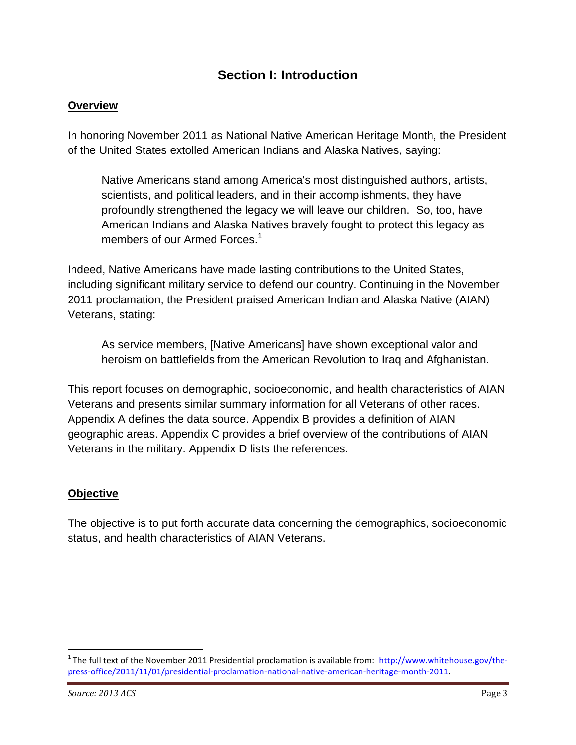# Section I: Introduction

## Overview

In honoring November 2011 as National Native American Heritage Month, the President of the United States extolled American Indians and Alaska Natives, saying:

> Native Americans stand among America's most distinguished authors, artists, scientists, and political leaders, and in their accomplishments, they have profoundly strengthened the legacy we will leave our children. So, too, have American Indians and Alaska Natives bravely fought to protect this legacy as members of our Armed Forces.[1]

Indeed, Native Americans have made lasting contributions to the United States, including significant military service to defend our country. Continuing in the November 2011 proclamation, the President praised American Indian and Alaska Native (AIAN) Veterans, stating:

> As service members, [Native Americans] have shown exceptional valor and heroism on battlefields from the American Revolution to Iraq and Afghanistan.

This report focuses on demographic, socioeconomic, and health characteristics of AIAN Veterans and presents similar summary information for all Veterans of other races. Appendix A defines the data source. Appendix B provides a definition of AIAN geographic areas. Appendix C provides a brief overview of the contributions of AIAN Veterans in the military. Appendix D lists the references.

## Objective

The objective is to put forth accurate data concerning the demographics, socioeconomic status, and health characteristics of AIAN Veterans.

---

[1] The full text of the November 2011 Presidential proclamation is available from: http://www.whitehouse.gov/the-press-office/2011/11/01/presidential-proclamation-national-native-american-heritage-month-2011.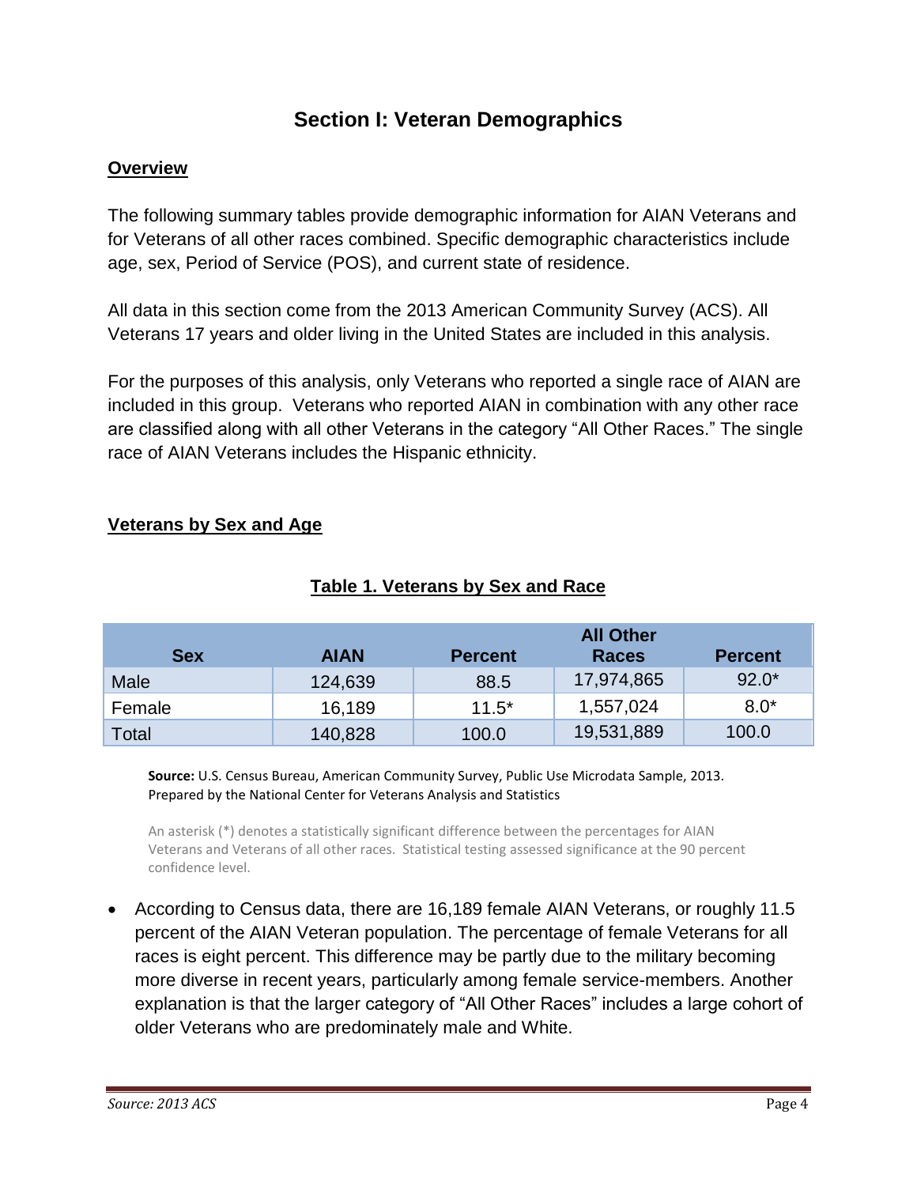# Section I: Veteran Demographics

## Overview

The following summary tables provide demographic information for AIAN Veterans and for Veterans of all other races combined. Specific demographic characteristics include age, sex, Period of Service (POS), and current state of residence.

All data in this section come from the 2013 American Community Survey (ACS). All Veterans 17 years and older living in the United States are included in this analysis.

For the purposes of this analysis, only Veterans who reported a single race of AIAN are included in this group. Veterans who reported AIAN in combination with any other race are classified along with all other Veterans in the category "All Other Races." The single race of AIAN Veterans includes the Hispanic ethnicity.

## Veterans by Sex and Age

**Table 1. Veterans by Sex and Race**

| Sex | AIAN | Percent | All Other Races | Percent |
|---|---|---|---|---|
| Male | 124,639 | 88.5 | 17,974,865 | 92.0* |
| Female | 16,189 | 11.5* | 1,557,024 | 8.0* |
| Total | 140,828 | 100.0 | 19,531,889 | 100.0 |

**Source:** U.S. Census Bureau, American Community Survey, Public Use Microdata Sample, 2013. Prepared by the National Center for Veterans Analysis and Statistics

An asterisk (*) denotes a statistically significant difference between the percentages for AIAN Veterans and Veterans of all other races. Statistical testing assessed significance at the 90 percent confidence level.

- According to Census data, there are 16,189 female AIAN Veterans, or roughly 11.5 percent of the AIAN Veteran population. The percentage of female Veterans for all races is eight percent. This difference may be partly due to the military becoming more diverse in recent years, particularly among female service-members. Another explanation is that the larger category of "All Other Races" includes a large cohort of older Veterans who are predominately male and White.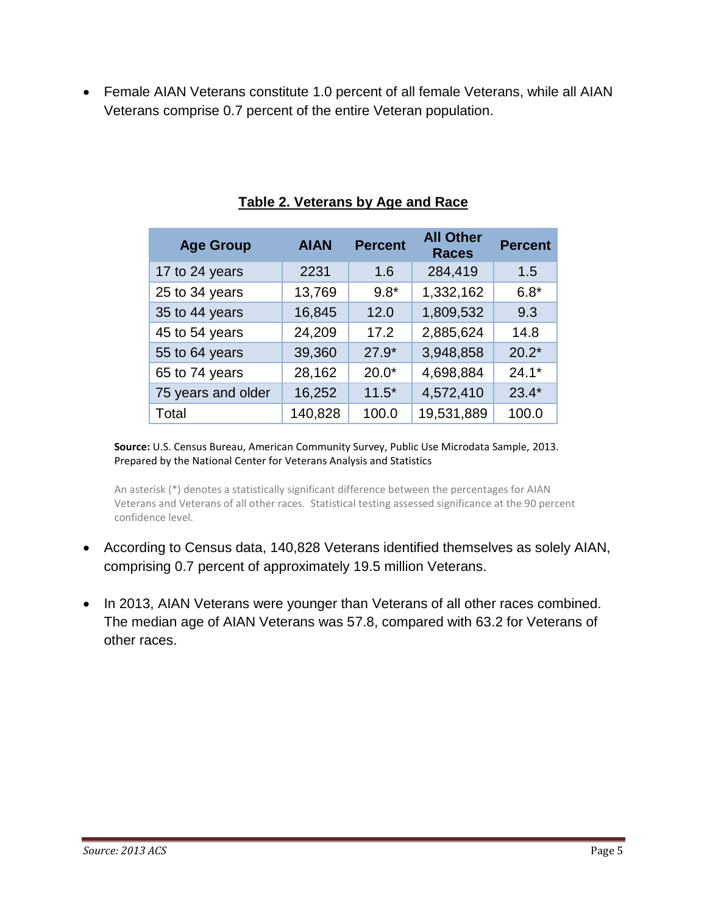- Female AIAN Veterans constitute 1.0 percent of all female Veterans, while all AIAN Veterans comprise 0.7 percent of the entire Veteran population.

**Table 2. Veterans by Age and Race**

| Age Group | AIAN | Percent | All Other Races | Percent |
|---|---|---|---|---|
| 17 to 24 years | 2231 | 1.6 | 284,419 | 1.5 |
| 25 to 34 years | 13,769 | 9.8* | 1,332,162 | 6.8* |
| 35 to 44 years | 16,845 | 12.0 | 1,809,532 | 9.3 |
| 45 to 54 years | 24,209 | 17.2 | 2,885,624 | 14.8 |
| 55 to 64 years | 39,360 | 27.9* | 3,948,858 | 20.2* |
| 65 to 74 years | 28,162 | 20.0* | 4,698,884 | 24.1* |
| 75 years and older | 16,252 | 11.5* | 4,572,410 | 23.4* |
| Total | 140,828 | 100.0 | 19,531,889 | 100.0 |

**Source:** U.S. Census Bureau, American Community Survey, Public Use Microdata Sample, 2013. Prepared by the National Center for Veterans Analysis and Statistics

An asterisk (*) denotes a statistically significant difference between the percentages for AIAN Veterans and Veterans of all other races. Statistical testing assessed significance at the 90 percent confidence level.

- According to Census data, 140,828 Veterans identified themselves as solely AIAN, comprising 0.7 percent of approximately 19.5 million Veterans.

- In 2013, AIAN Veterans were younger than Veterans of all other races combined. The median age of AIAN Veterans was 57.8, compared with 63.2 for Veterans of other races.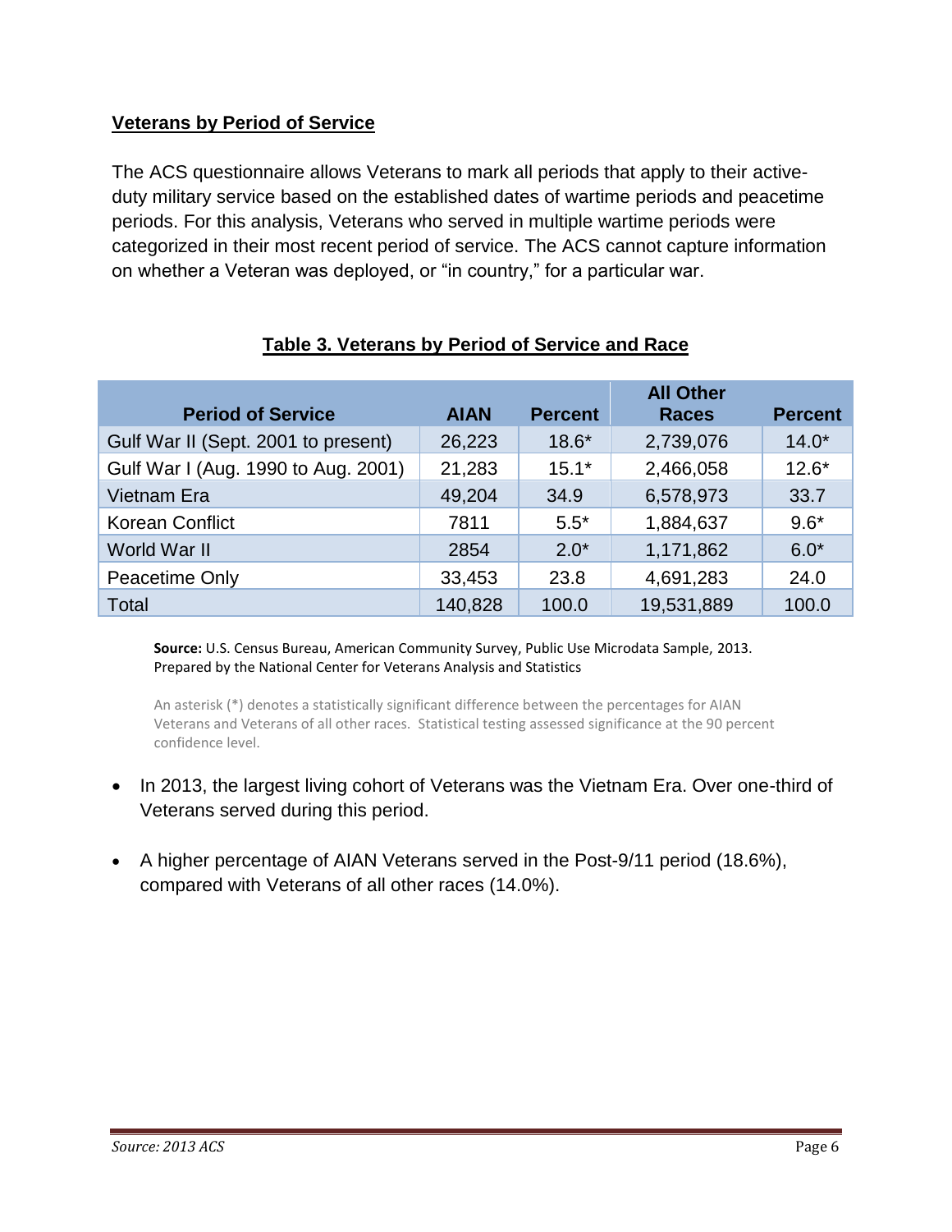## Veterans by Period of Service

The ACS questionnaire allows Veterans to mark all periods that apply to their active-duty military service based on the established dates of wartime periods and peacetime periods. For this analysis, Veterans who served in multiple wartime periods were categorized in their most recent period of service. The ACS cannot capture information on whether a Veteran was deployed, or "in country," for a particular war.

**Table 3. Veterans by Period of Service and Race**

| Period of Service | AIAN | Percent | All Other Races | Percent |
|---|---|---|---|---|
| Gulf War II (Sept. 2001 to present) | 26,223 | 18.6* | 2,739,076 | 14.0* |
| Gulf War I (Aug. 1990 to Aug. 2001) | 21,283 | 15.1* | 2,466,058 | 12.6* |
| Vietnam Era | 49,204 | 34.9 | 6,578,973 | 33.7 |
| Korean Conflict | 7811 | 5.5* | 1,884,637 | 9.6* |
| World War II | 2854 | 2.0* | 1,171,862 | 6.0* |
| Peacetime Only | 33,453 | 23.8 | 4,691,283 | 24.0 |
| Total | 140,828 | 100.0 | 19,531,889 | 100.0 |

**Source:** U.S. Census Bureau, American Community Survey, Public Use Microdata Sample, 2013. Prepared by the National Center for Veterans Analysis and Statistics

An asterisk (*) denotes a statistically significant difference between the percentages for AIAN Veterans and Veterans of all other races. Statistical testing assessed significance at the 90 percent confidence level.

- In 2013, the largest living cohort of Veterans was the Vietnam Era. Over one-third of Veterans served during this period.
- A higher percentage of AIAN Veterans served in the Post-9/11 period (18.6%), compared with Veterans of all other races (14.0%).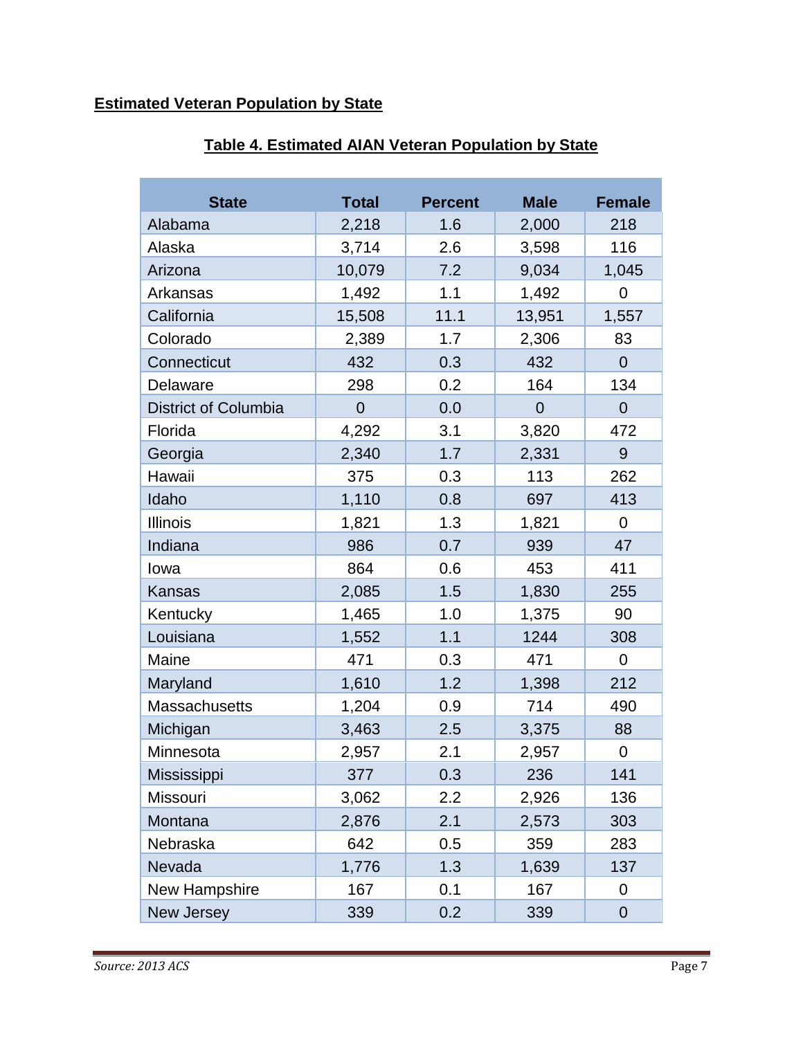## Estimated Veteran Population by State

### Table 4. Estimated AIAN Veteran Population by State

| State | Total | Percent | Male | Female |
|---|---|---|---|---|
| Alabama | 2,218 | 1.6 | 2,000 | 218 |
| Alaska | 3,714 | 2.6 | 3,598 | 116 |
| Arizona | 10,079 | 7.2 | 9,034 | 1,045 |
| Arkansas | 1,492 | 1.1 | 1,492 | 0 |
| California | 15,508 | 11.1 | 13,951 | 1,557 |
| Colorado | 2,389 | 1.7 | 2,306 | 83 |
| Connecticut | 432 | 0.3 | 432 | 0 |
| Delaware | 298 | 0.2 | 164 | 134 |
| District of Columbia | 0 | 0.0 | 0 | 0 |
| Florida | 4,292 | 3.1 | 3,820 | 472 |
| Georgia | 2,340 | 1.7 | 2,331 | 9 |
| Hawaii | 375 | 0.3 | 113 | 262 |
| Idaho | 1,110 | 0.8 | 697 | 413 |
| Illinois | 1,821 | 1.3 | 1,821 | 0 |
| Indiana | 986 | 0.7 | 939 | 47 |
| Iowa | 864 | 0.6 | 453 | 411 |
| Kansas | 2,085 | 1.5 | 1,830 | 255 |
| Kentucky | 1,465 | 1.0 | 1,375 | 90 |
| Louisiana | 1,552 | 1.1 | 1244 | 308 |
| Maine | 471 | 0.3 | 471 | 0 |
| Maryland | 1,610 | 1.2 | 1,398 | 212 |
| Massachusetts | 1,204 | 0.9 | 714 | 490 |
| Michigan | 3,463 | 2.5 | 3,375 | 88 |
| Minnesota | 2,957 | 2.1 | 2,957 | 0 |
| Mississippi | 377 | 0.3 | 236 | 141 |
| Missouri | 3,062 | 2.2 | 2,926 | 136 |
| Montana | 2,876 | 2.1 | 2,573 | 303 |
| Nebraska | 642 | 0.5 | 359 | 283 |
| Nevada | 1,776 | 1.3 | 1,639 | 137 |
| New Hampshire | 167 | 0.1 | 167 | 0 |
| New Jersey | 339 | 0.2 | 339 | 0 |

*Source: 2013 ACS*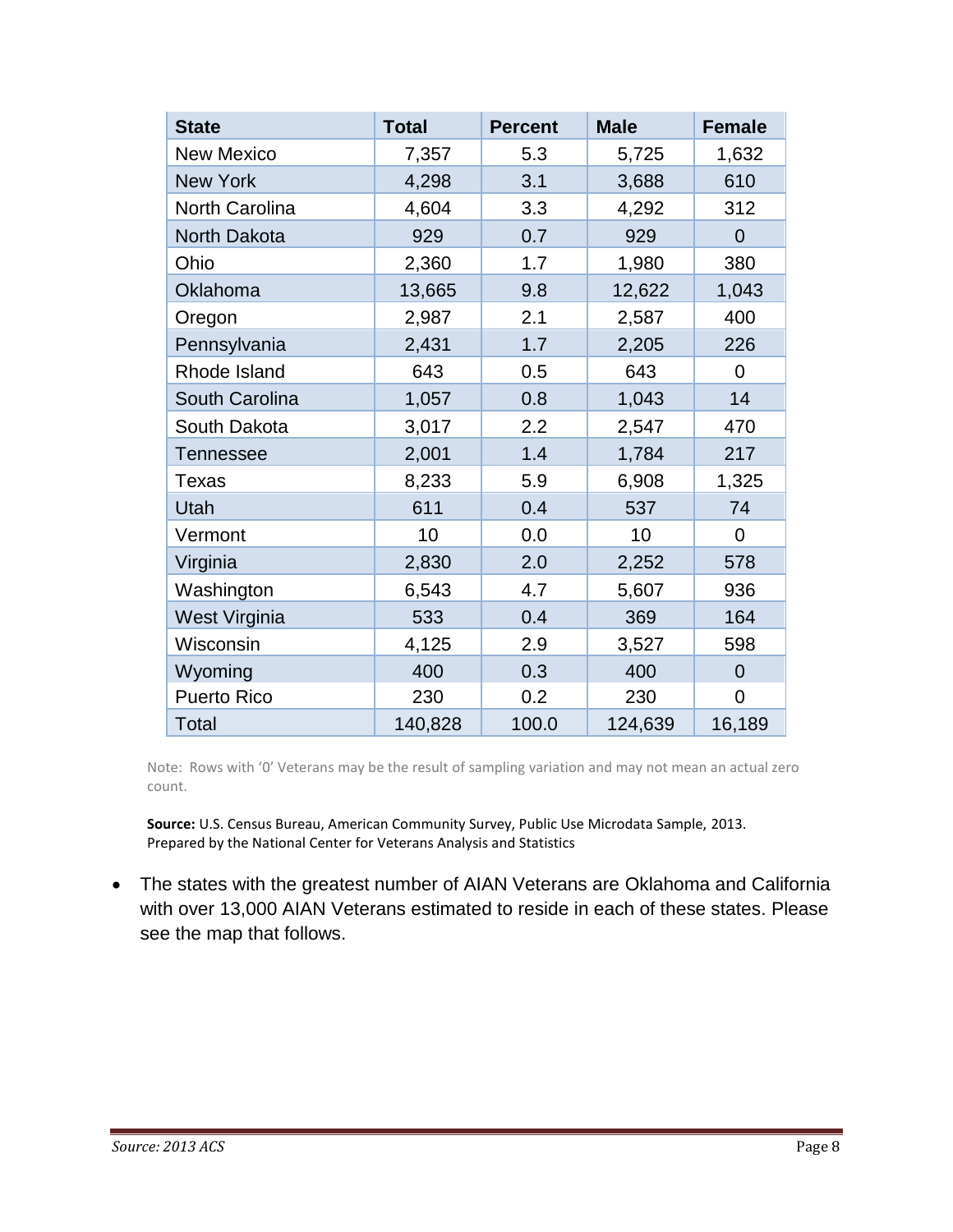| State | Total | Percent | Male | Female |
| --- | --- | --- | --- | --- |
| New Mexico | 7,357 | 5.3 | 5,725 | 1,632 |
| New York | 4,298 | 3.1 | 3,688 | 610 |
| North Carolina | 4,604 | 3.3 | 4,292 | 312 |
| North Dakota | 929 | 0.7 | 929 | 0 |
| Ohio | 2,360 | 1.7 | 1,980 | 380 |
| Oklahoma | 13,665 | 9.8 | 12,622 | 1,043 |
| Oregon | 2,987 | 2.1 | 2,587 | 400 |
| Pennsylvania | 2,431 | 1.7 | 2,205 | 226 |
| Rhode Island | 643 | 0.5 | 643 | 0 |
| South Carolina | 1,057 | 0.8 | 1,043 | 14 |
| South Dakota | 3,017 | 2.2 | 2,547 | 470 |
| Tennessee | 2,001 | 1.4 | 1,784 | 217 |
| Texas | 8,233 | 5.9 | 6,908 | 1,325 |
| Utah | 611 | 0.4 | 537 | 74 |
| Vermont | 10 | 0.0 | 10 | 0 |
| Virginia | 2,830 | 2.0 | 2,252 | 578 |
| Washington | 6,543 | 4.7 | 5,607 | 936 |
| West Virginia | 533 | 0.4 | 369 | 164 |
| Wisconsin | 4,125 | 2.9 | 3,527 | 598 |
| Wyoming | 400 | 0.3 | 400 | 0 |
| Puerto Rico | 230 | 0.2 | 230 | 0 |
| Total | 140,828 | 100.0 | 124,639 | 16,189 |

Note: Rows with '0' Veterans may be the result of sampling variation and may not mean an actual zero count.

**Source:** U.S. Census Bureau, American Community Survey, Public Use Microdata Sample, 2013. Prepared by the National Center for Veterans Analysis and Statistics

- The states with the greatest number of AIAN Veterans are Oklahoma and California with over 13,000 AIAN Veterans estimated to reside in each of these states. Please see the map that follows.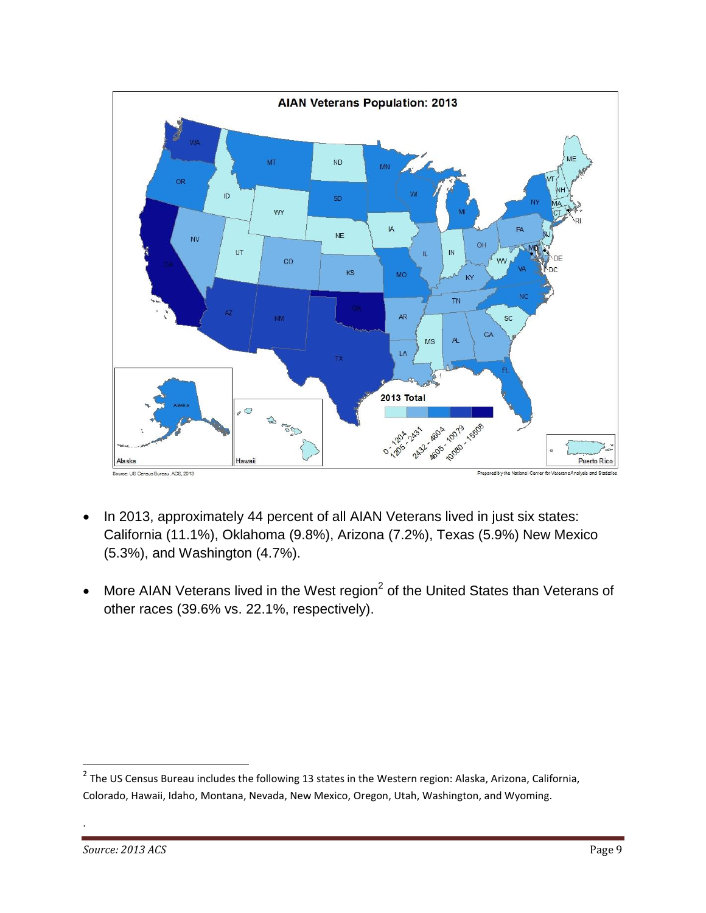- In 2013, approximately 44 percent of all AIAN Veterans lived in just six states: California (11.1%), Oklahoma (9.8%), Arizona (7.2%), Texas (5.9%) New Mexico (5.3%), and Washington (4.7%).

- More AIAN Veterans lived in the West region[2] of the United States than Veterans of other races (39.6% vs. 22.1%, respectively).

[2] The US Census Bureau includes the following 13 states in the Western region: Alaska, Arizona, California, Colorado, Hawaii, Idaho, Montana, Nevada, New Mexico, Oregon, Utah, Washington, and Wyoming.

*Source: 2013 ACS*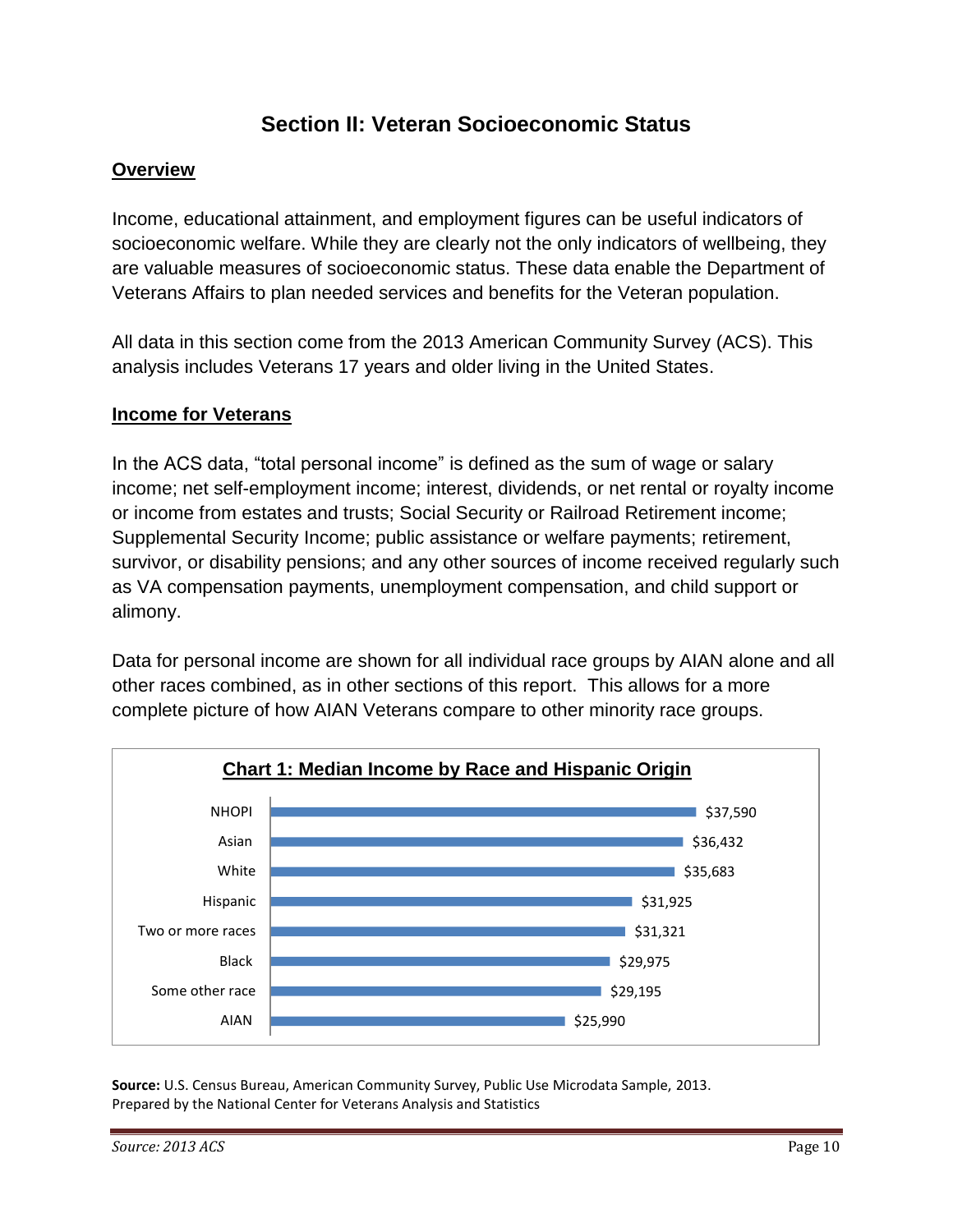# Section II: Veteran Socioeconomic Status

## Overview

Income, educational attainment, and employment figures can be useful indicators of socioeconomic welfare. While they are clearly not the only indicators of wellbeing, they are valuable measures of socioeconomic status. These data enable the Department of Veterans Affairs to plan needed services and benefits for the Veteran population.

All data in this section come from the 2013 American Community Survey (ACS). This analysis includes Veterans 17 years and older living in the United States.

## Income for Veterans

In the ACS data, "total personal income" is defined as the sum of wage or salary income; net self-employment income; interest, dividends, or net rental or royalty income or income from estates and trusts; Social Security or Railroad Retirement income; Supplemental Security Income; public assistance or welfare payments; retirement, survivor, or disability pensions; and any other sources of income received regularly such as VA compensation payments, unemployment compensation, and child support or alimony.

Data for personal income are shown for all individual race groups by AIAN alone and all other races combined, as in other sections of this report. This allows for a more complete picture of how AIAN Veterans compare to other minority race groups.

**Chart 1: Median Income by Race and Hispanic Origin**

| Race/Hispanic Origin | Median Income |
|---|---|
| NHOPI | $37,590 |
| Asian | $36,432 |
| White | $35,683 |
| Hispanic | $31,925 |
| Two or more races | $31,321 |
| Black | $29,975 |
| Some other race | $29,195 |
| AIAN | $25,990 |

**Source:** U.S. Census Bureau, American Community Survey, Public Use Microdata Sample, 2013. Prepared by the National Center for Veterans Analysis and Statistics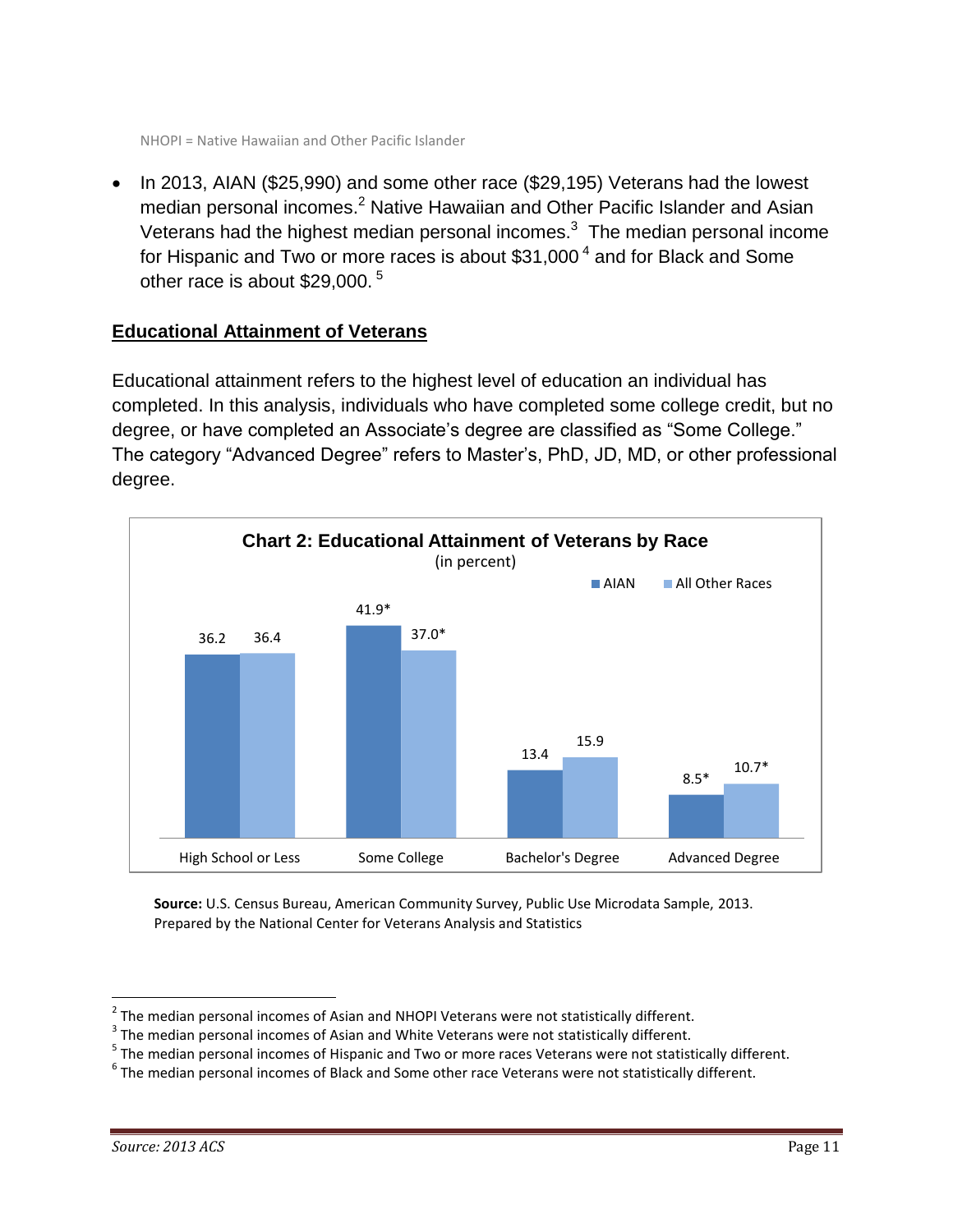NHOPI = Native Hawaiian and Other Pacific Islander

- In 2013, AIAN ($25,990) and some other race ($29,195) Veterans had the lowest median personal incomes.[2] Native Hawaiian and Other Pacific Islander and Asian Veterans had the highest median personal incomes.[3] The median personal income for Hispanic and Two or more races is about $31,000 [4] and for Black and Some other race is about $29,000. [5]

## Educational Attainment of Veterans

Educational attainment refers to the highest level of education an individual has completed. In this analysis, individuals who have completed some college credit, but no degree, or have completed an Associate's degree are classified as "Some College." The category "Advanced Degree" refers to Master's, PhD, JD, MD, or other professional degree.

**Chart 2: Educational Attainment of Veterans by Race**
(in percent)

| | AIAN | All Other Races |
|---|---|---|
| High School or Less | 36.2 | 36.4 |
| Some College | 41.9* | 37.0* |
| Bachelor's Degree | 13.4 | 15.9 |
| Advanced Degree | 8.5* | 10.7* |

**Source:** U.S. Census Bureau, American Community Survey, Public Use Microdata Sample, 2013. Prepared by the National Center for Veterans Analysis and Statistics

[2] The median personal incomes of Asian and NHOPI Veterans were not statistically different.
[3] The median personal incomes of Asian and White Veterans were not statistically different.
[5] The median personal incomes of Hispanic and Two or more races Veterans were not statistically different.
[6] The median personal incomes of Black and Some other race Veterans were not statistically different.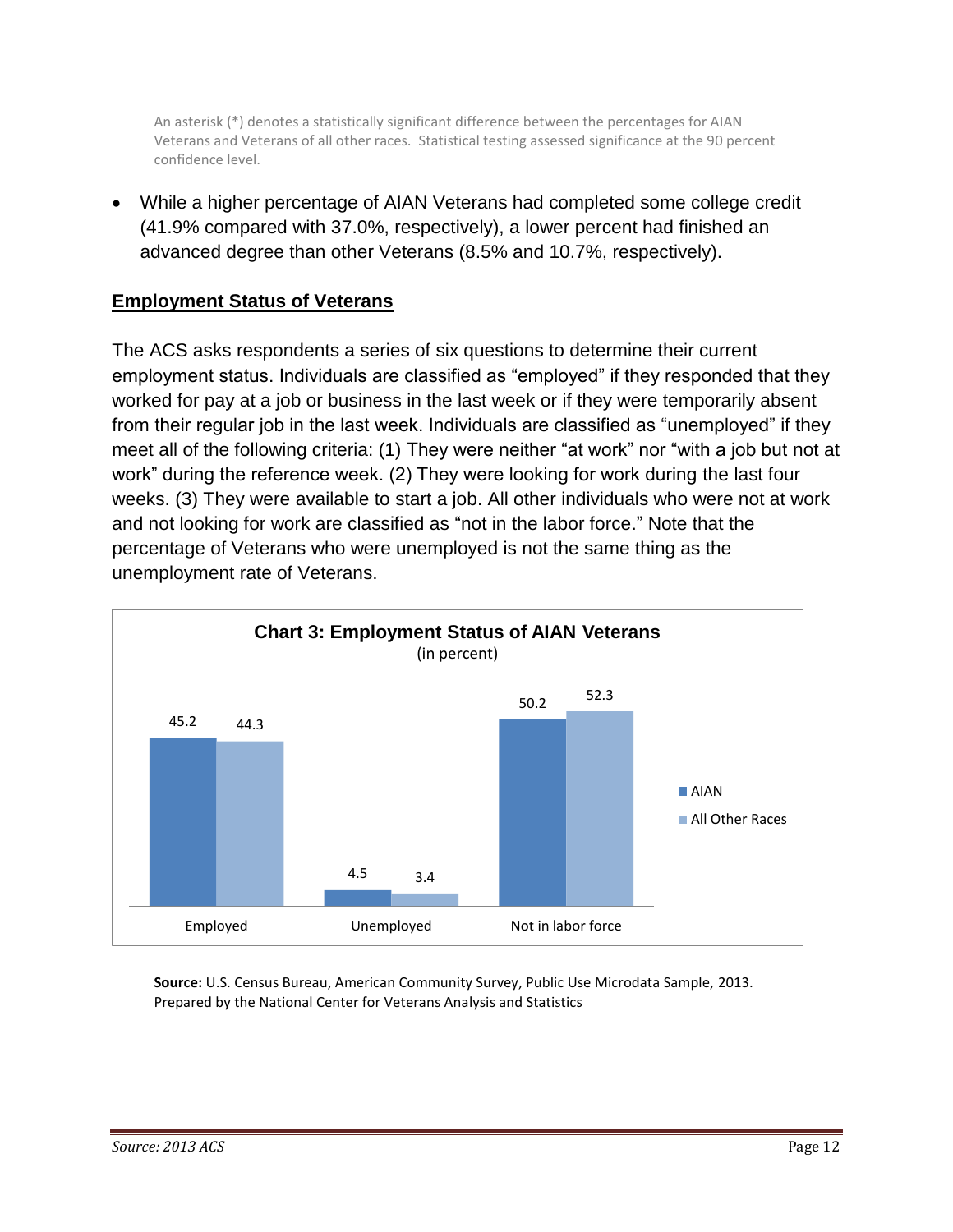An asterisk (*) denotes a statistically significant difference between the percentages for AIAN Veterans and Veterans of all other races. Statistical testing assessed significance at the 90 percent confidence level.

- While a higher percentage of AIAN Veterans had completed some college credit (41.9% compared with 37.0%, respectively), a lower percent had finished an advanced degree than other Veterans (8.5% and 10.7%, respectively).

## Employment Status of Veterans

The ACS asks respondents a series of six questions to determine their current employment status. Individuals are classified as "employed" if they responded that they worked for pay at a job or business in the last week or if they were temporarily absent from their regular job in the last week. Individuals are classified as "unemployed" if they meet all of the following criteria: (1) They were neither "at work" nor "with a job but not at work" during the reference week. (2) They were looking for work during the last four weeks. (3) They were available to start a job. All other individuals who were not at work and not looking for work are classified as "not in the labor force." Note that the percentage of Veterans who were unemployed is not the same thing as the unemployment rate of Veterans.

**Chart 3: Employment Status of AIAN Veterans**
(in percent)

| | AIAN | All Other Races |
|---|---|---|
| Employed | 45.2 | 44.3 |
| Unemployed | 4.5 | 3.4 |
| Not in labor force | 50.2 | 52.3 |

**Source:** U.S. Census Bureau, American Community Survey, Public Use Microdata Sample, 2013. Prepared by the National Center for Veterans Analysis and Statistics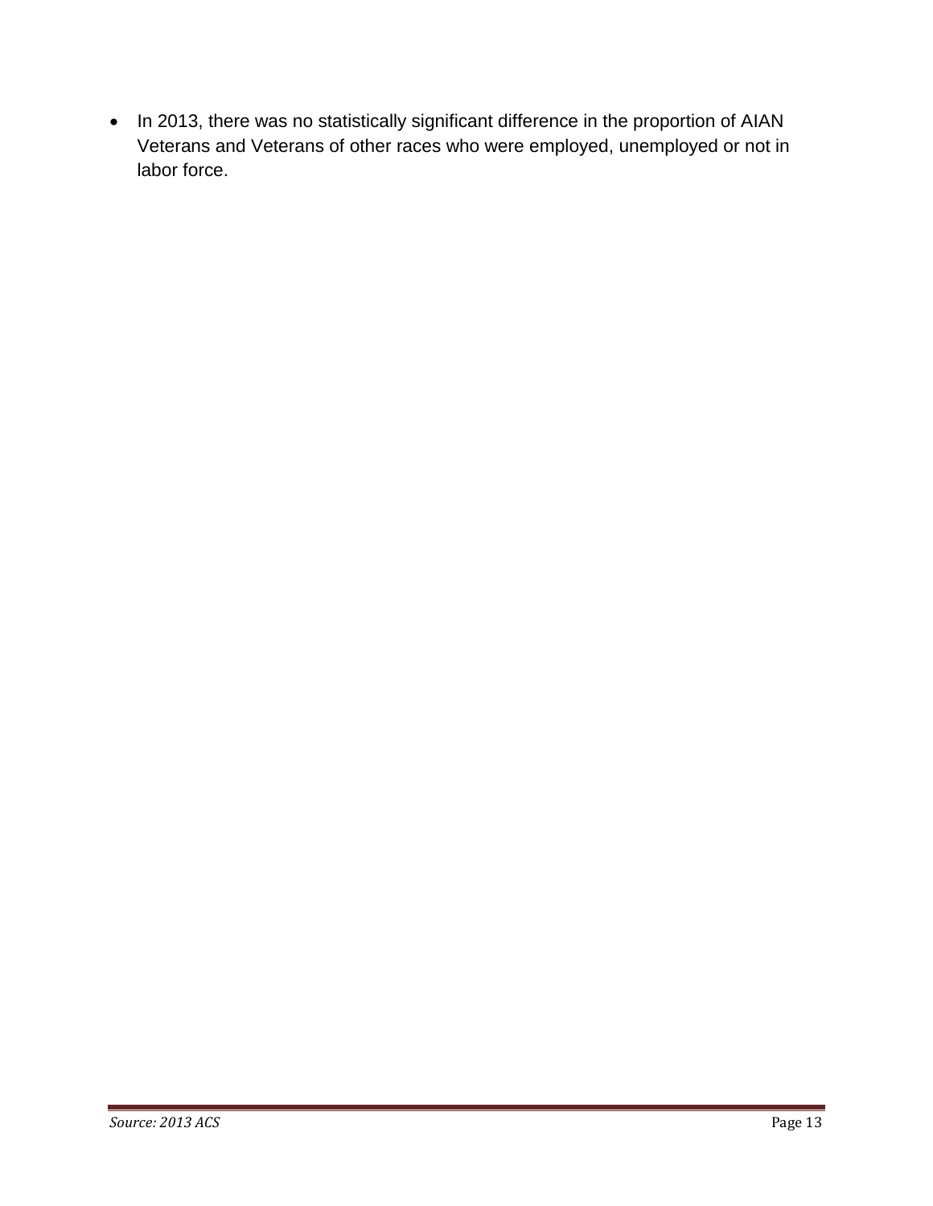- In 2013, there was no statistically significant difference in the proportion of AIAN Veterans and Veterans of other races who were employed, unemployed or not in labor force.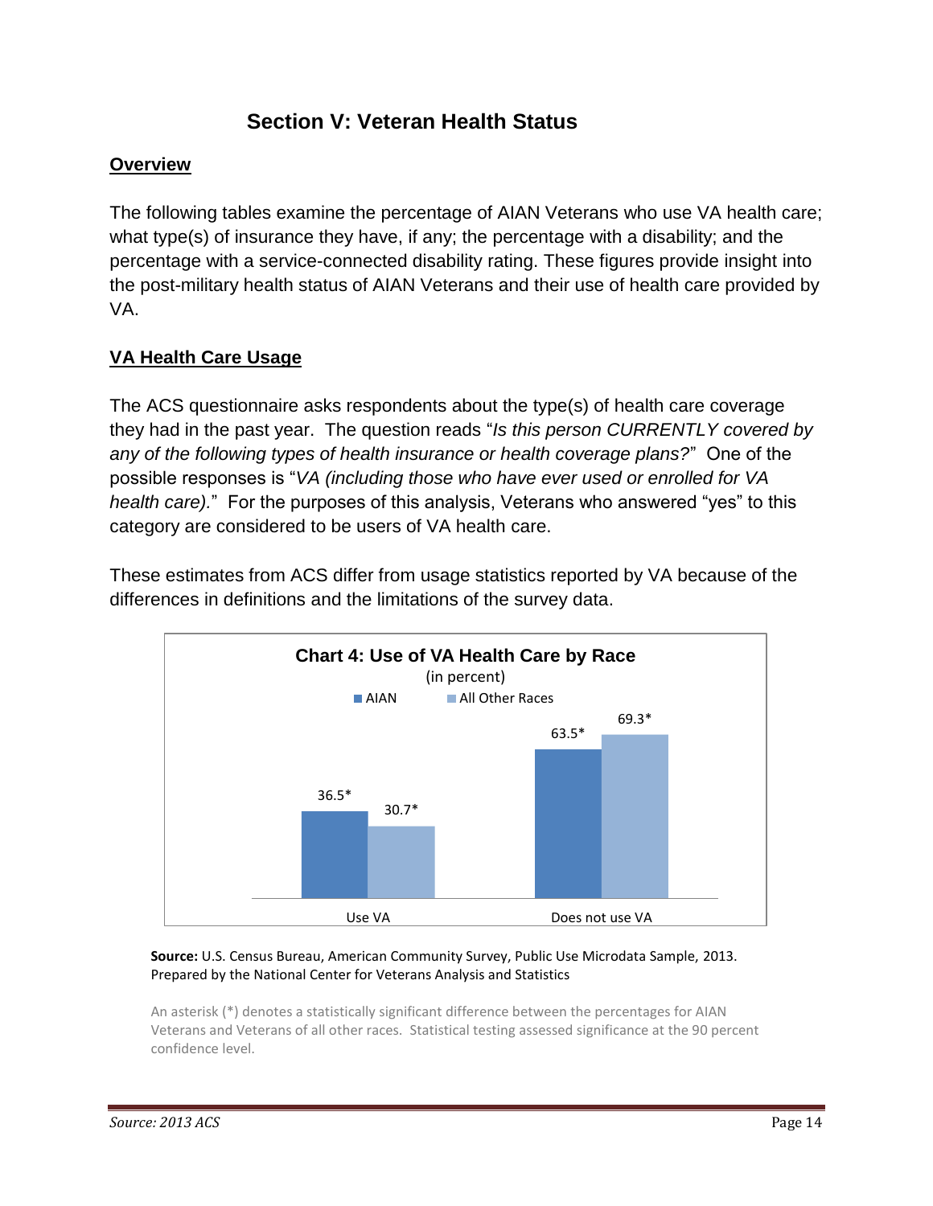# Section V: Veteran Health Status

## Overview

The following tables examine the percentage of AIAN Veterans who use VA health care; what type(s) of insurance they have, if any; the percentage with a disability; and the percentage with a service-connected disability rating. These figures provide insight into the post-military health status of AIAN Veterans and their use of health care provided by VA.

## VA Health Care Usage

The ACS questionnaire asks respondents about the type(s) of health care coverage they had in the past year. The question reads "*Is this person CURRENTLY covered by any of the following types of health insurance or health coverage plans?*" One of the possible responses is "*VA (including those who have ever used or enrolled for VA health care).*" For the purposes of this analysis, Veterans who answered "yes" to this category are considered to be users of VA health care.

These estimates from ACS differ from usage statistics reported by VA because of the differences in definitions and the limitations of the survey data.

**Chart 4: Use of VA Health Care by Race**
(in percent)

| | AIAN | All Other Races |
|---|---|---|
| Use VA | 36.5* | 30.7* |
| Does not use VA | 63.5* | 69.3* |

**Source:** U.S. Census Bureau, American Community Survey, Public Use Microdata Sample, 2013. Prepared by the National Center for Veterans Analysis and Statistics

An asterisk (*) denotes a statistically significant difference between the percentages for AIAN Veterans and Veterans of all other races. Statistical testing assessed significance at the 90 percent confidence level.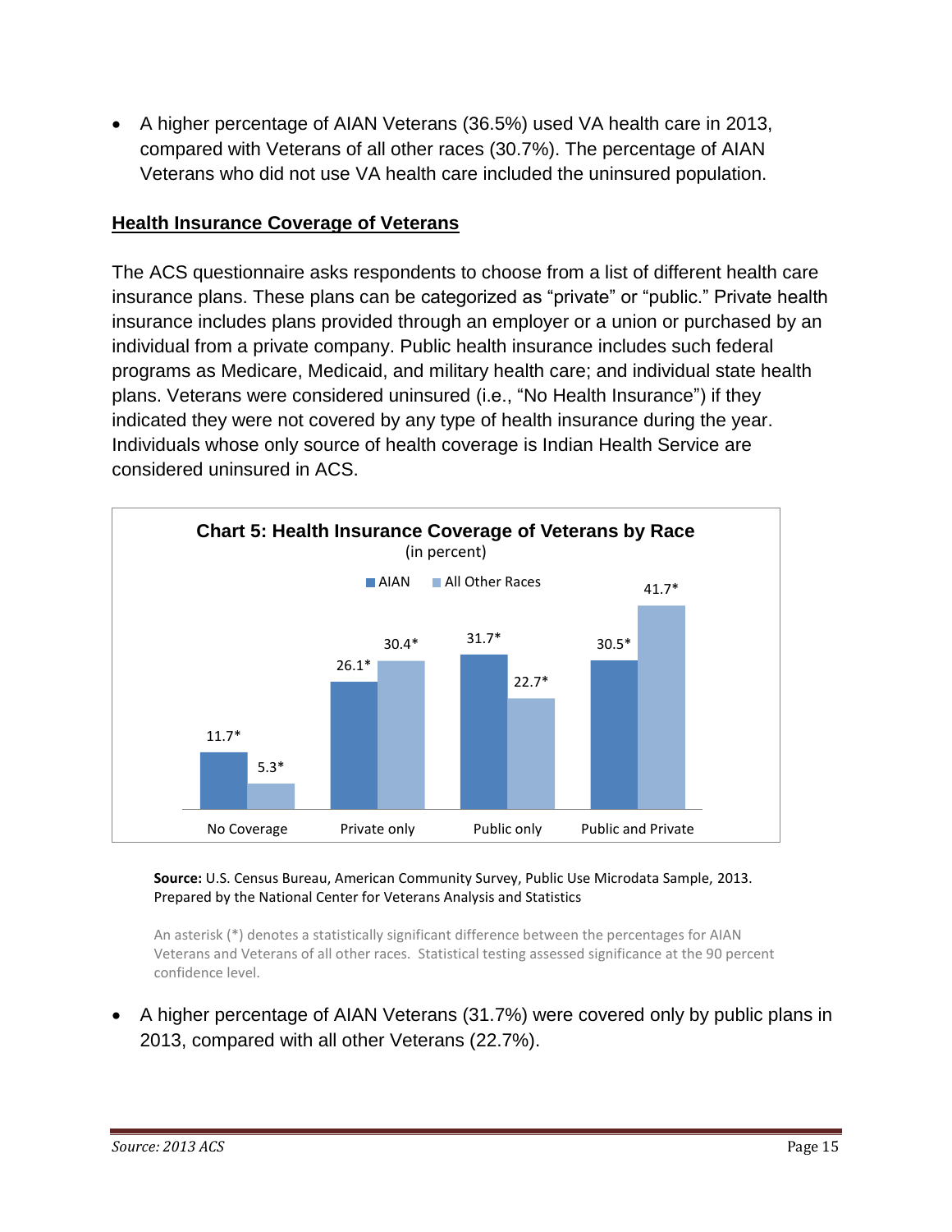- A higher percentage of AIAN Veterans (36.5%) used VA health care in 2013, compared with Veterans of all other races (30.7%). The percentage of AIAN Veterans who did not use VA health care included the uninsured population.

## Health Insurance Coverage of Veterans

The ACS questionnaire asks respondents to choose from a list of different health care insurance plans. These plans can be categorized as "private" or "public." Private health insurance includes plans provided through an employer or a union or purchased by an individual from a private company. Public health insurance includes such federal programs as Medicare, Medicaid, and military health care; and individual state health plans. Veterans were considered uninsured (i.e., "No Health Insurance") if they indicated they were not covered by any type of health insurance during the year. Individuals whose only source of health coverage is Indian Health Service are considered uninsured in ACS.

**Chart 5: Health Insurance Coverage of Veterans by Race**
(in percent)

| | AIAN | All Other Races |
|---|---|---|
| No Coverage | 11.7* | 5.3* |
| Private only | 26.1* | 30.4* |
| Public only | 31.7* | 22.7* |
| Public and Private | 30.5* | 41.7* |

**Source:** U.S. Census Bureau, American Community Survey, Public Use Microdata Sample, 2013. Prepared by the National Center for Veterans Analysis and Statistics

An asterisk (*) denotes a statistically significant difference between the percentages for AIAN Veterans and Veterans of all other races. Statistical testing assessed significance at the 90 percent confidence level.

- A higher percentage of AIAN Veterans (31.7%) were covered only by public plans in 2013, compared with all other Veterans (22.7%).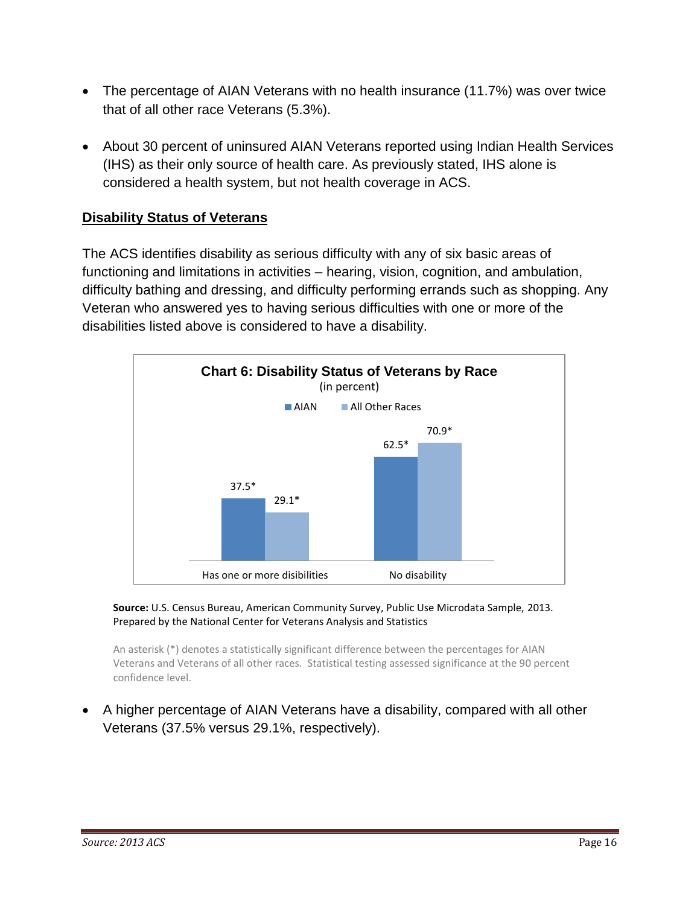- The percentage of AIAN Veterans with no health insurance (11.7%) was over twice that of all other race Veterans (5.3%).

- About 30 percent of uninsured AIAN Veterans reported using Indian Health Services (IHS) as their only source of health care. As previously stated, IHS alone is considered a health system, but not health coverage in ACS.

## Disability Status of Veterans

The ACS identifies disability as serious difficulty with any of six basic areas of functioning and limitations in activities – hearing, vision, cognition, and ambulation, difficulty bathing and dressing, and difficulty performing errands such as shopping. Any Veteran who answered yes to having serious difficulties with one or more of the disabilities listed above is considered to have a disability.

**Chart 6: Disability Status of Veterans by Race**
(in percent)

| | AIAN | All Other Races |
|---|---|---|
| Has one or more disibilities | 37.5* | 29.1* |
| No disability | 62.5* | 70.9* |

**Source:** U.S. Census Bureau, American Community Survey, Public Use Microdata Sample, 2013. Prepared by the National Center for Veterans Analysis and Statistics

An asterisk (*) denotes a statistically significant difference between the percentages for AIAN Veterans and Veterans of all other races. Statistical testing assessed significance at the 90 percent confidence level.

- A higher percentage of AIAN Veterans have a disability, compared with all other Veterans (37.5% versus 29.1%, respectively).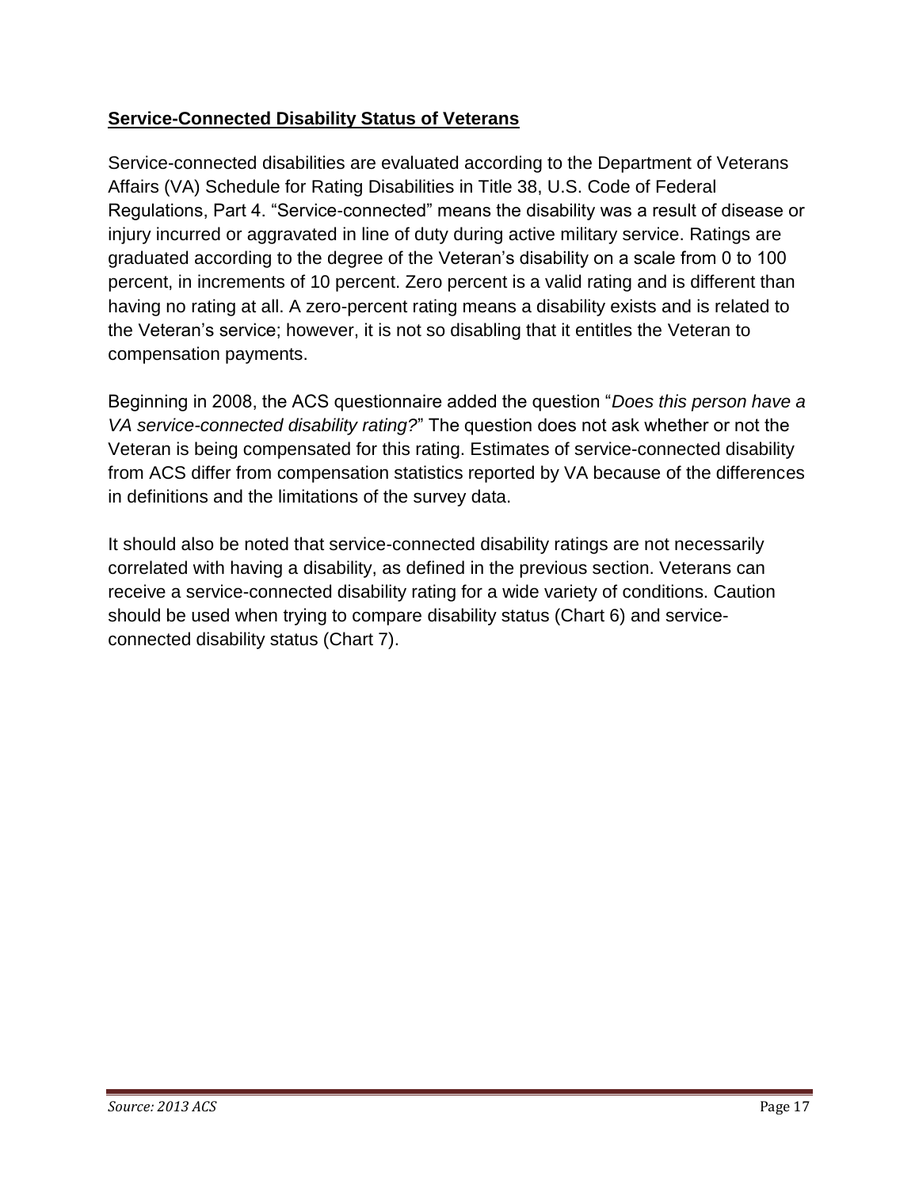## Service-Connected Disability Status of Veterans

Service-connected disabilities are evaluated according to the Department of Veterans Affairs (VA) Schedule for Rating Disabilities in Title 38, U.S. Code of Federal Regulations, Part 4. "Service-connected" means the disability was a result of disease or injury incurred or aggravated in line of duty during active military service. Ratings are graduated according to the degree of the Veteran's disability on a scale from 0 to 100 percent, in increments of 10 percent. Zero percent is a valid rating and is different than having no rating at all. A zero-percent rating means a disability exists and is related to the Veteran's service; however, it is not so disabling that it entitles the Veteran to compensation payments.

Beginning in 2008, the ACS questionnaire added the question "*Does this person have a VA service-connected disability rating?*" The question does not ask whether or not the Veteran is being compensated for this rating. Estimates of service-connected disability from ACS differ from compensation statistics reported by VA because of the differences in definitions and the limitations of the survey data.

It should also be noted that service-connected disability ratings are not necessarily correlated with having a disability, as defined in the previous section. Veterans can receive a service-connected disability rating for a wide variety of conditions. Caution should be used when trying to compare disability status (Chart 6) and service-connected disability status (Chart 7).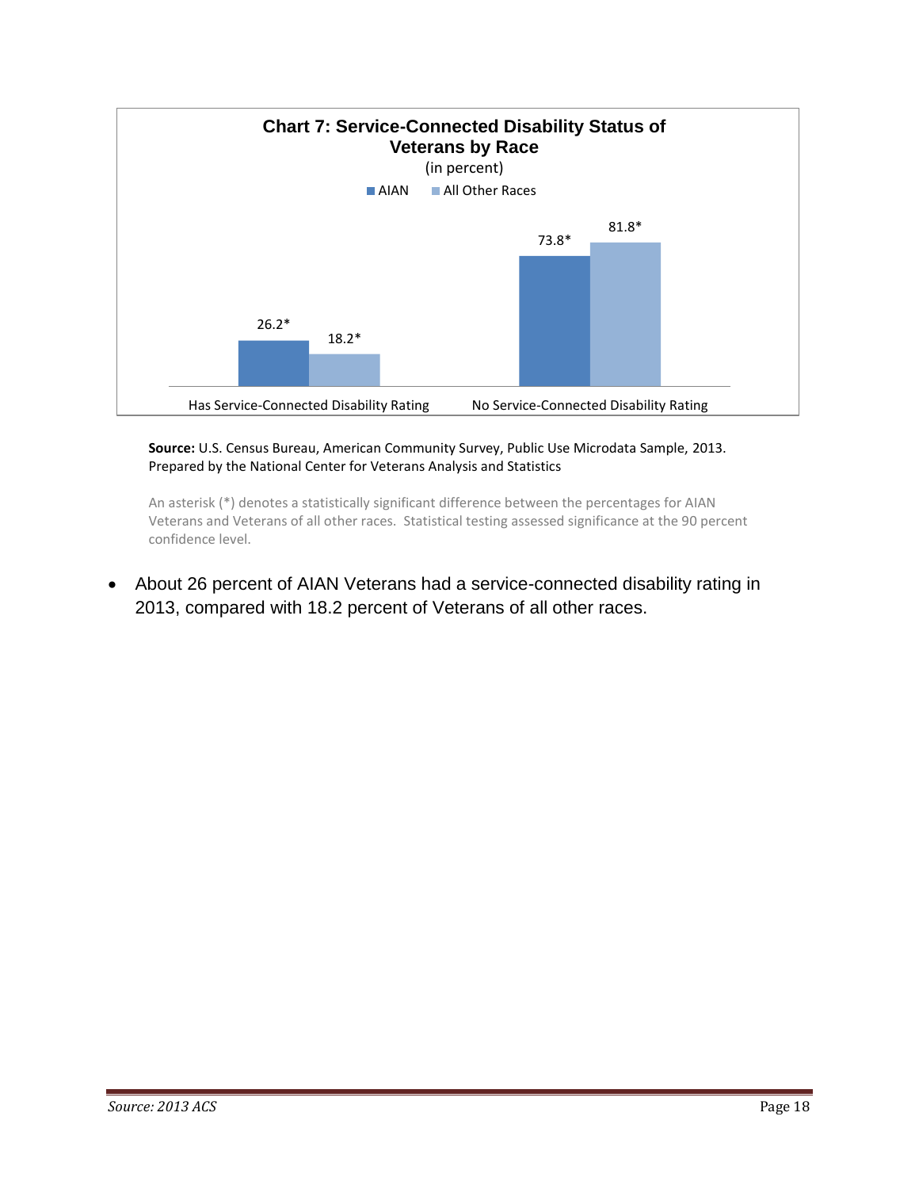**Chart 7: Service-Connected Disability Status of Veterans by Race**

(in percent)

| | AIAN | All Other Races |
|---|---|---|
| Has Service-Connected Disability Rating | 26.2* | 18.2* |
| No Service-Connected Disability Rating | 73.8* | 81.8* |

**Source:** U.S. Census Bureau, American Community Survey, Public Use Microdata Sample, 2013. Prepared by the National Center for Veterans Analysis and Statistics

An asterisk (*) denotes a statistically significant difference between the percentages for AIAN Veterans and Veterans of all other races. Statistical testing assessed significance at the 90 percent confidence level.

- About 26 percent of AIAN Veterans had a service-connected disability rating in 2013, compared with 18.2 percent of Veterans of all other races.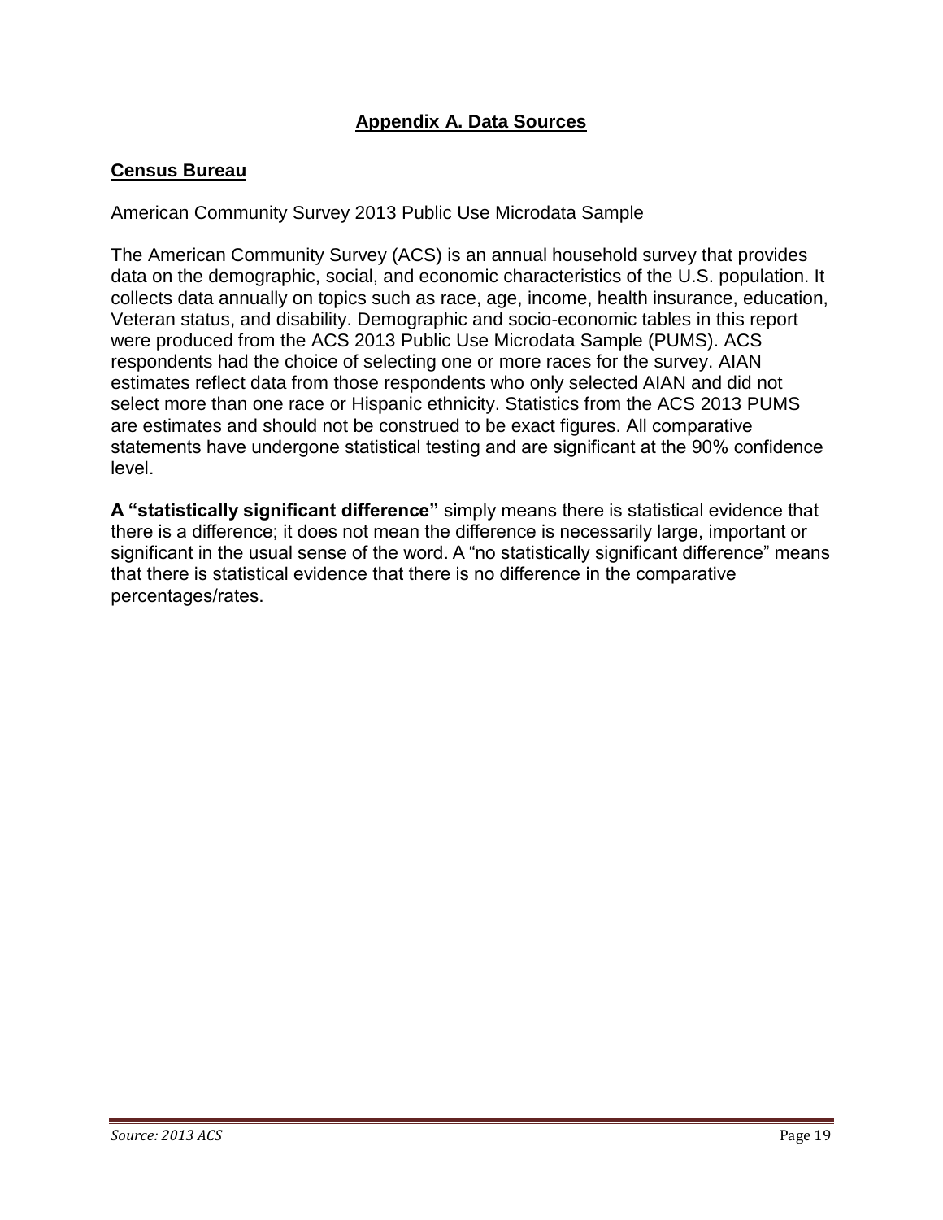# Appendix A. Data Sources

## Census Bureau

American Community Survey 2013 Public Use Microdata Sample

The American Community Survey (ACS) is an annual household survey that provides data on the demographic, social, and economic characteristics of the U.S. population. It collects data annually on topics such as race, age, income, health insurance, education, Veteran status, and disability. Demographic and socio-economic tables in this report were produced from the ACS 2013 Public Use Microdata Sample (PUMS). ACS respondents had the choice of selecting one or more races for the survey. AIAN estimates reflect data from those respondents who only selected AIAN and did not select more than one race or Hispanic ethnicity. Statistics from the ACS 2013 PUMS are estimates and should not be construed to be exact figures. All comparative statements have undergone statistical testing and are significant at the 90% confidence level.

**A "statistically significant difference"** simply means there is statistical evidence that there is a difference; it does not mean the difference is necessarily large, important or significant in the usual sense of the word. A "no statistically significant difference" means that there is statistical evidence that there is no difference in the comparative percentages/rates.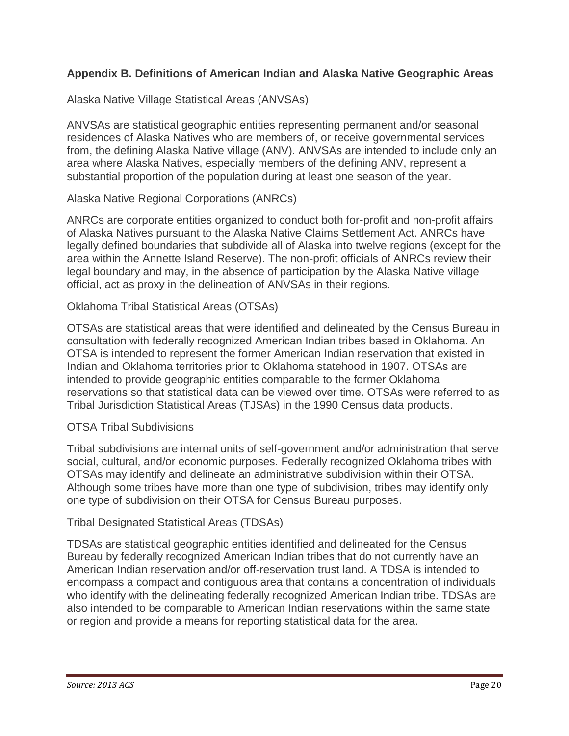## Appendix B. Definitions of American Indian and Alaska Native Geographic Areas

### Alaska Native Village Statistical Areas (ANVSAs)

ANVSAs are statistical geographic entities representing permanent and/or seasonal residences of Alaska Natives who are members of, or receive governmental services from, the defining Alaska Native village (ANV). ANVSAs are intended to include only an area where Alaska Natives, especially members of the defining ANV, represent a substantial proportion of the population during at least one season of the year.

### Alaska Native Regional Corporations (ANRCs)

ANRCs are corporate entities organized to conduct both for-profit and non-profit affairs of Alaska Natives pursuant to the Alaska Native Claims Settlement Act. ANRCs have legally defined boundaries that subdivide all of Alaska into twelve regions (except for the area within the Annette Island Reserve). The non-profit officials of ANRCs review their legal boundary and may, in the absence of participation by the Alaska Native village official, act as proxy in the delineation of ANVSAs in their regions.

### Oklahoma Tribal Statistical Areas (OTSAs)

OTSAs are statistical areas that were identified and delineated by the Census Bureau in consultation with federally recognized American Indian tribes based in Oklahoma. An OTSA is intended to represent the former American Indian reservation that existed in Indian and Oklahoma territories prior to Oklahoma statehood in 1907. OTSAs are intended to provide geographic entities comparable to the former Oklahoma reservations so that statistical data can be viewed over time. OTSAs were referred to as Tribal Jurisdiction Statistical Areas (TJSAs) in the 1990 Census data products.

### OTSA Tribal Subdivisions

Tribal subdivisions are internal units of self-government and/or administration that serve social, cultural, and/or economic purposes. Federally recognized Oklahoma tribes with OTSAs may identify and delineate an administrative subdivision within their OTSA. Although some tribes have more than one type of subdivision, tribes may identify only one type of subdivision on their OTSA for Census Bureau purposes.

### Tribal Designated Statistical Areas (TDSAs)

TDSAs are statistical geographic entities identified and delineated for the Census Bureau by federally recognized American Indian tribes that do not currently have an American Indian reservation and/or off-reservation trust land. A TDSA is intended to encompass a compact and contiguous area that contains a concentration of individuals who identify with the delineating federally recognized American Indian tribe. TDSAs are also intended to be comparable to American Indian reservations within the same state or region and provide a means for reporting statistical data for the area.

*Source: 2013 ACS*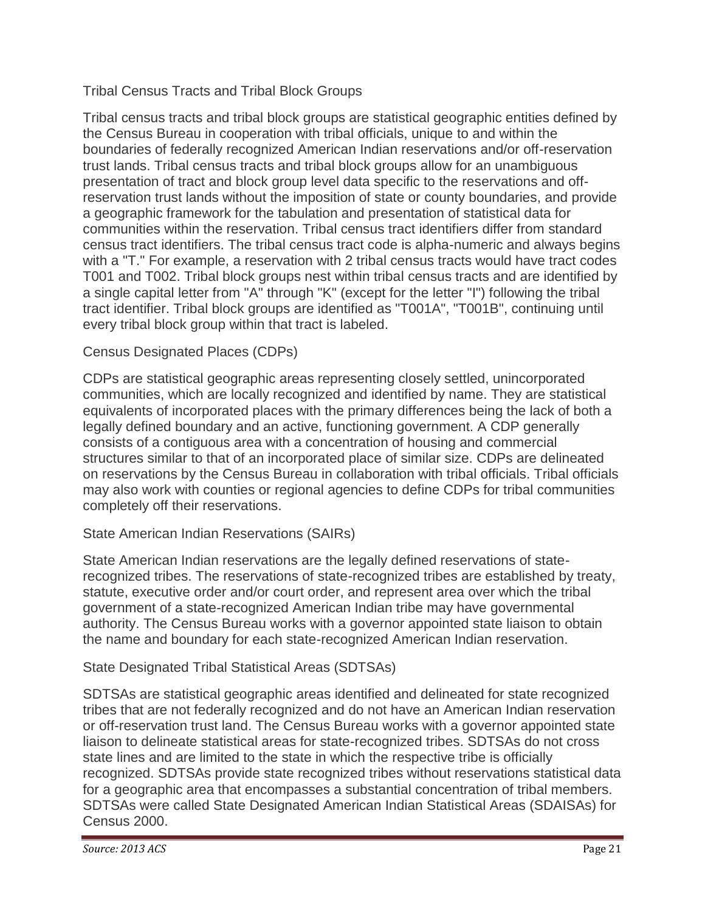## Tribal Census Tracts and Tribal Block Groups

Tribal census tracts and tribal block groups are statistical geographic entities defined by the Census Bureau in cooperation with tribal officials, unique to and within the boundaries of federally recognized American Indian reservations and/or off-reservation trust lands. Tribal census tracts and tribal block groups allow for an unambiguous presentation of tract and block group level data specific to the reservations and off-reservation trust lands without the imposition of state or county boundaries, and provide a geographic framework for the tabulation and presentation of statistical data for communities within the reservation. Tribal census tract identifiers differ from standard census tract identifiers. The tribal census tract code is alpha-numeric and always begins with a "T." For example, a reservation with 2 tribal census tracts would have tract codes T001 and T002. Tribal block groups nest within tribal census tracts and are identified by a single capital letter from "A" through "K" (except for the letter "I") following the tribal tract identifier. Tribal block groups are identified as "T001A", "T001B", continuing until every tribal block group within that tract is labeled.

## Census Designated Places (CDPs)

CDPs are statistical geographic areas representing closely settled, unincorporated communities, which are locally recognized and identified by name. They are statistical equivalents of incorporated places with the primary differences being the lack of both a legally defined boundary and an active, functioning government. A CDP generally consists of a contiguous area with a concentration of housing and commercial structures similar to that of an incorporated place of similar size. CDPs are delineated on reservations by the Census Bureau in collaboration with tribal officials. Tribal officials may also work with counties or regional agencies to define CDPs for tribal communities completely off their reservations.

## State American Indian Reservations (SAIRs)

State American Indian reservations are the legally defined reservations of state-recognized tribes. The reservations of state-recognized tribes are established by treaty, statute, executive order and/or court order, and represent area over which the tribal government of a state-recognized American Indian tribe may have governmental authority. The Census Bureau works with a governor appointed state liaison to obtain the name and boundary for each state-recognized American Indian reservation.

## State Designated Tribal Statistical Areas (SDTSAs)

SDTSAs are statistical geographic areas identified and delineated for state recognized tribes that are not federally recognized and do not have an American Indian reservation or off-reservation trust land. The Census Bureau works with a governor appointed state liaison to delineate statistical areas for state-recognized tribes. SDTSAs do not cross state lines and are limited to the state in which the respective tribe is officially recognized. SDTSAs provide state recognized tribes without reservations statistical data for a geographic area that encompasses a substantial concentration of tribal members. SDTSAs were called State Designated American Indian Statistical Areas (SDAISAs) for Census 2000.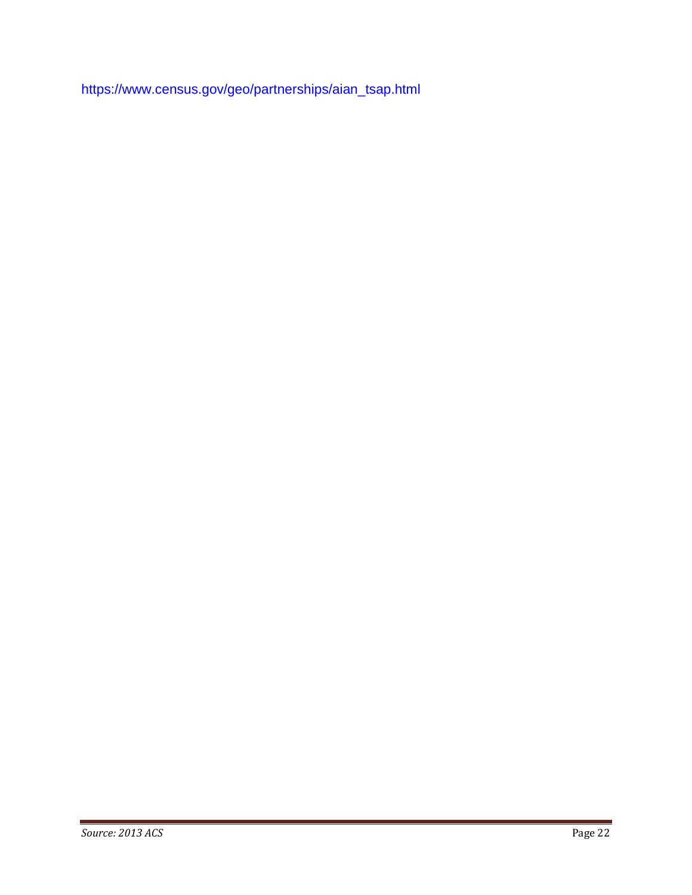https://www.census.gov/geo/partnerships/aian_tsap.html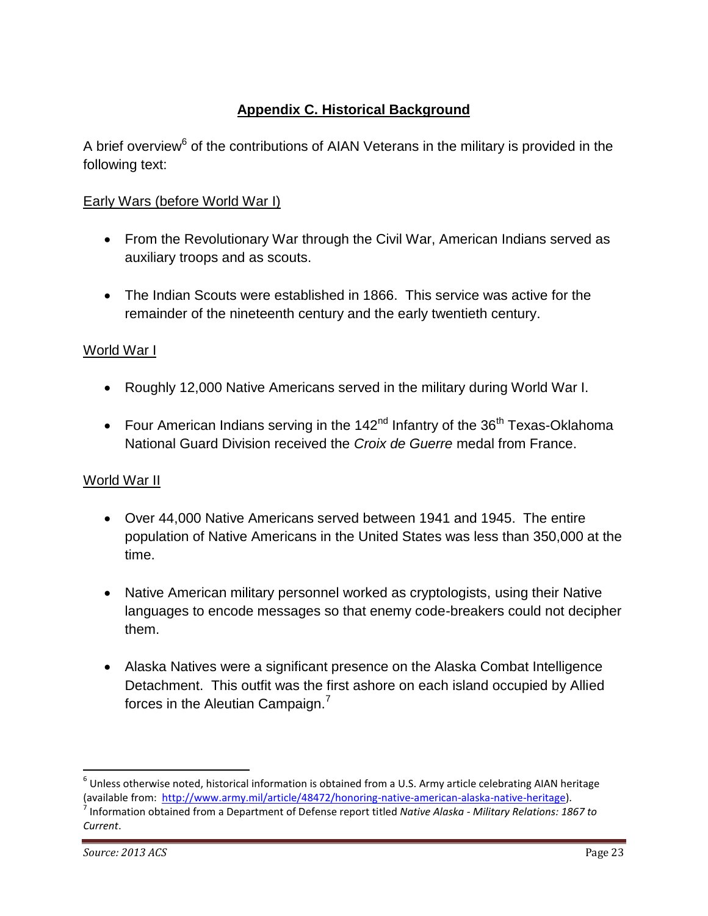## Appendix C. Historical Background

A brief overview[6] of the contributions of AIAN Veterans in the military is provided in the following text:

### Early Wars (before World War I)

- From the Revolutionary War through the Civil War, American Indians served as auxiliary troops and as scouts.
- The Indian Scouts were established in 1866. This service was active for the remainder of the nineteenth century and the early twentieth century.

### World War I

- Roughly 12,000 Native Americans served in the military during World War I.
- Four American Indians serving in the 142nd Infantry of the 36th Texas-Oklahoma National Guard Division received the *Croix de Guerre* medal from France.

### World War II

- Over 44,000 Native Americans served between 1941 and 1945. The entire population of Native Americans in the United States was less than 350,000 at the time.
- Native American military personnel worked as cryptologists, using their Native languages to encode messages so that enemy code-breakers could not decipher them.
- Alaska Natives were a significant presence on the Alaska Combat Intelligence Detachment. This outfit was the first ashore on each island occupied by Allied forces in the Aleutian Campaign.[7]

---

[6] Unless otherwise noted, historical information is obtained from a U.S. Army article celebrating AIAN heritage (available from: http://www.army.mil/article/48472/honoring-native-american-alaska-native-heritage).

[7] Information obtained from a Department of Defense report titled *Native Alaska - Military Relations: 1867 to Current*.

*Source: 2013 ACS*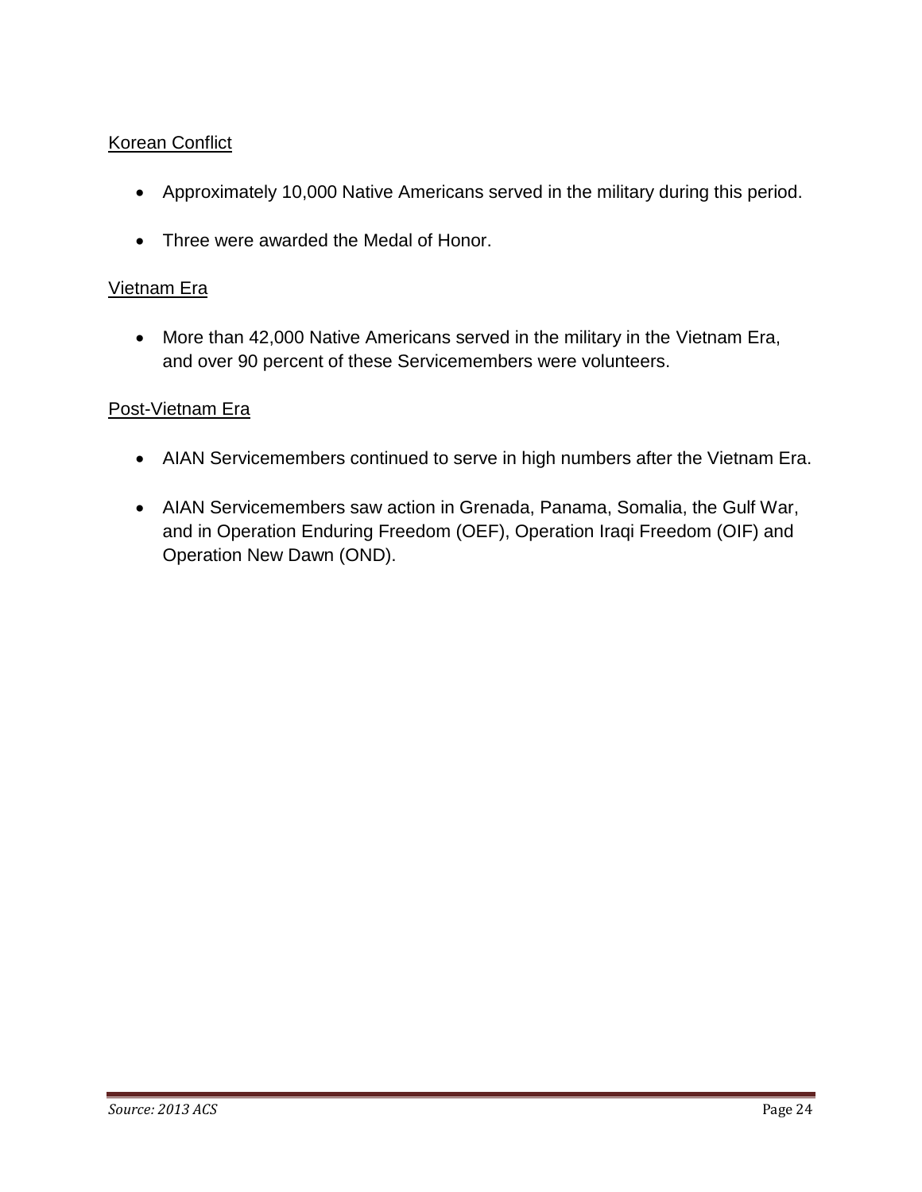Korean Conflict

- Approximately 10,000 Native Americans served in the military during this period.
- Three were awarded the Medal of Honor.

Vietnam Era

- More than 42,000 Native Americans served in the military in the Vietnam Era, and over 90 percent of these Servicemembers were volunteers.

Post-Vietnam Era

- AIAN Servicemembers continued to serve in high numbers after the Vietnam Era.
- AIAN Servicemembers saw action in Grenada, Panama, Somalia, the Gulf War, and in Operation Enduring Freedom (OEF), Operation Iraqi Freedom (OIF) and Operation New Dawn (OND).

*Source: 2013 ACS*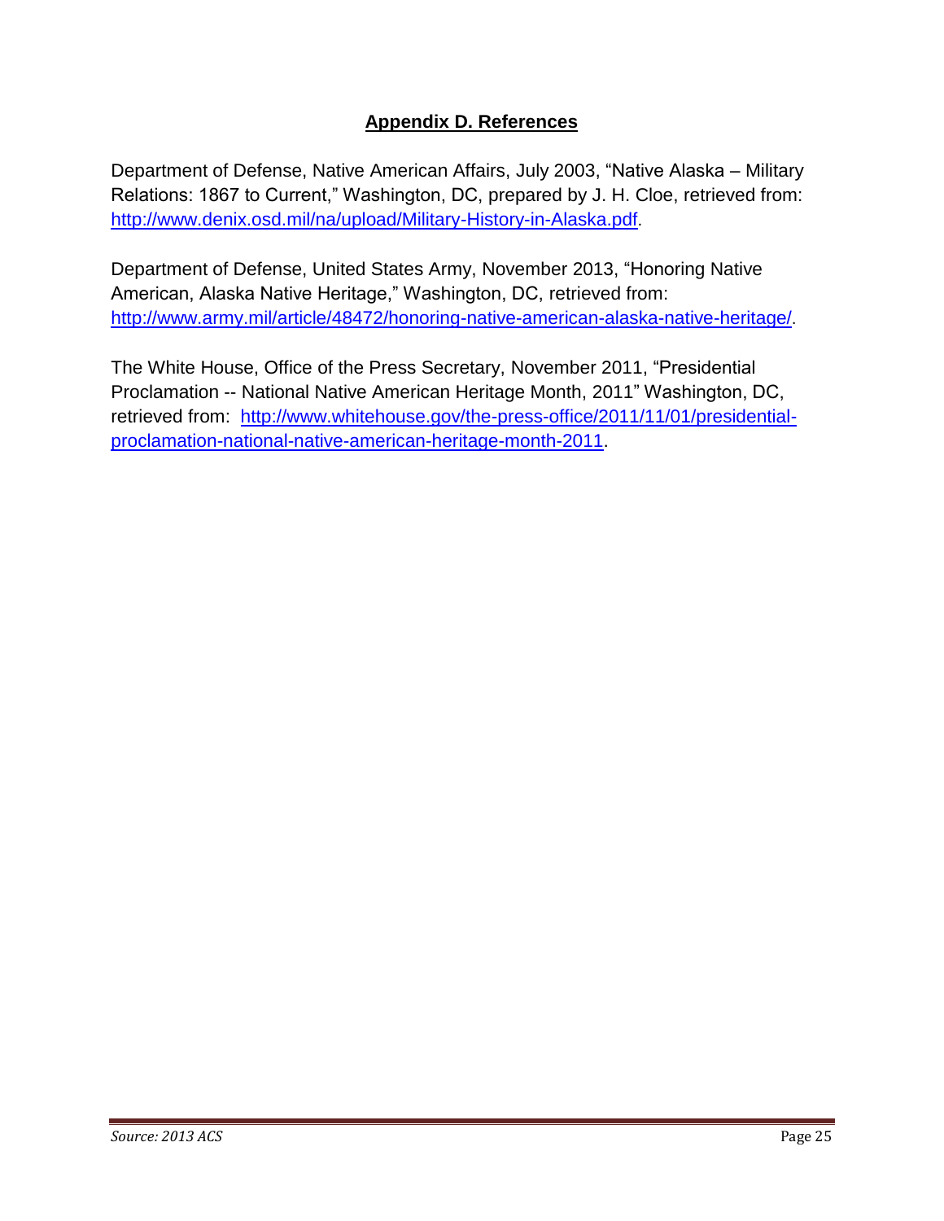## Appendix D. References

Department of Defense, Native American Affairs, July 2003, "Native Alaska – Military Relations: 1867 to Current," Washington, DC, prepared by J. H. Cloe, retrieved from: http://www.denix.osd.mil/na/upload/Military-History-in-Alaska.pdf.

Department of Defense, United States Army, November 2013, "Honoring Native American, Alaska Native Heritage," Washington, DC, retrieved from: http://www.army.mil/article/48472/honoring-native-american-alaska-native-heritage/.

The White House, Office of the Press Secretary, November 2011, "Presidential Proclamation -- National Native American Heritage Month, 2011" Washington, DC, retrieved from: http://www.whitehouse.gov/the-press-office/2011/11/01/presidential-proclamation-national-native-american-heritage-month-2011.